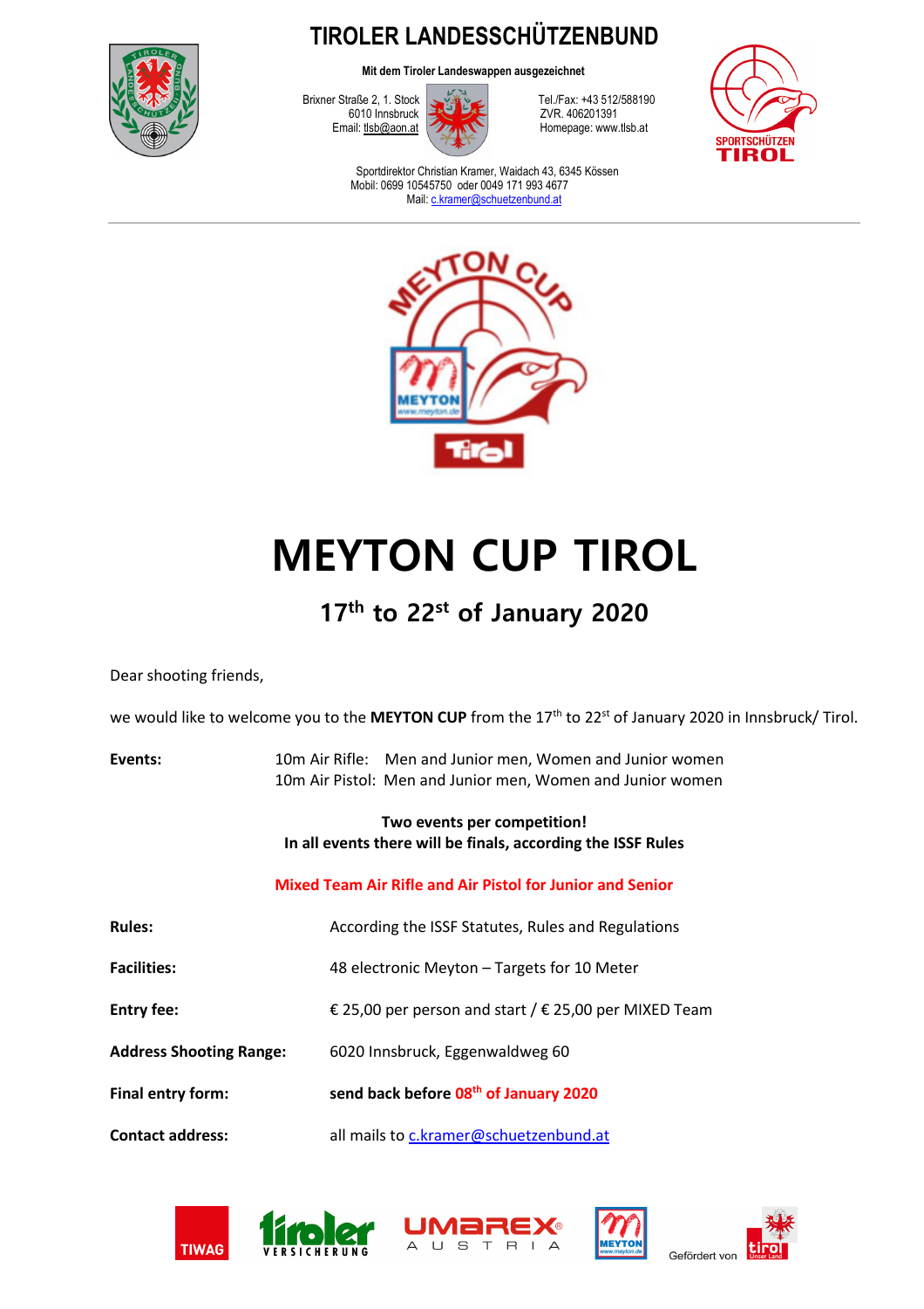# TIROLER LANDESSCHÜTZENBUND

**Mit dem Tiroler Landeswappen ausgezeichnet**

Brixner Straße 2, 1. Stock
6010 Innsbruck
Email: tlsb@aon.at

Tel./Fax: +43 512/588190
ZVR. 406201391
Homepage: www.tlsb.at

Sportdirektor Christian Kramer, Waidach 43, 6345 Kössen
Mobil: 0699 10545750 oder 0049 171 993 4677
Mail: c.kramer@schuetzenbund.at

---

# MEYTON CUP TIROL

## 17th to 22st of January 2020

Dear shooting friends,

we would like to welcome you to the **MEYTON CUP** from the 17th to 22st of January 2020 in Innsbruck/ Tirol.

**Events:** 10m Air Rifle: Men and Junior men, Women and Junior women
10m Air Pistol: Men and Junior men, Women and Junior women

**Two events per competition!**
**In all events there will be finals, according the ISSF Rules**

**Mixed Team Air Rifle and Air Pistol for Junior and Senior**

**Rules:** According the ISSF Statutes, Rules and Regulations

**Facilities:** 48 electronic Meyton – Targets for 10 Meter

**Entry fee:** € 25,00 per person and start / € 25,00 per MIXED Team

**Address Shooting Range:** 6020 Innsbruck, Eggenwaldweg 60

**Final entry form:** **send back before 08th of January 2020**

**Contact address:** all mails to c.kramer@schuetzenbund.at

Gefördert von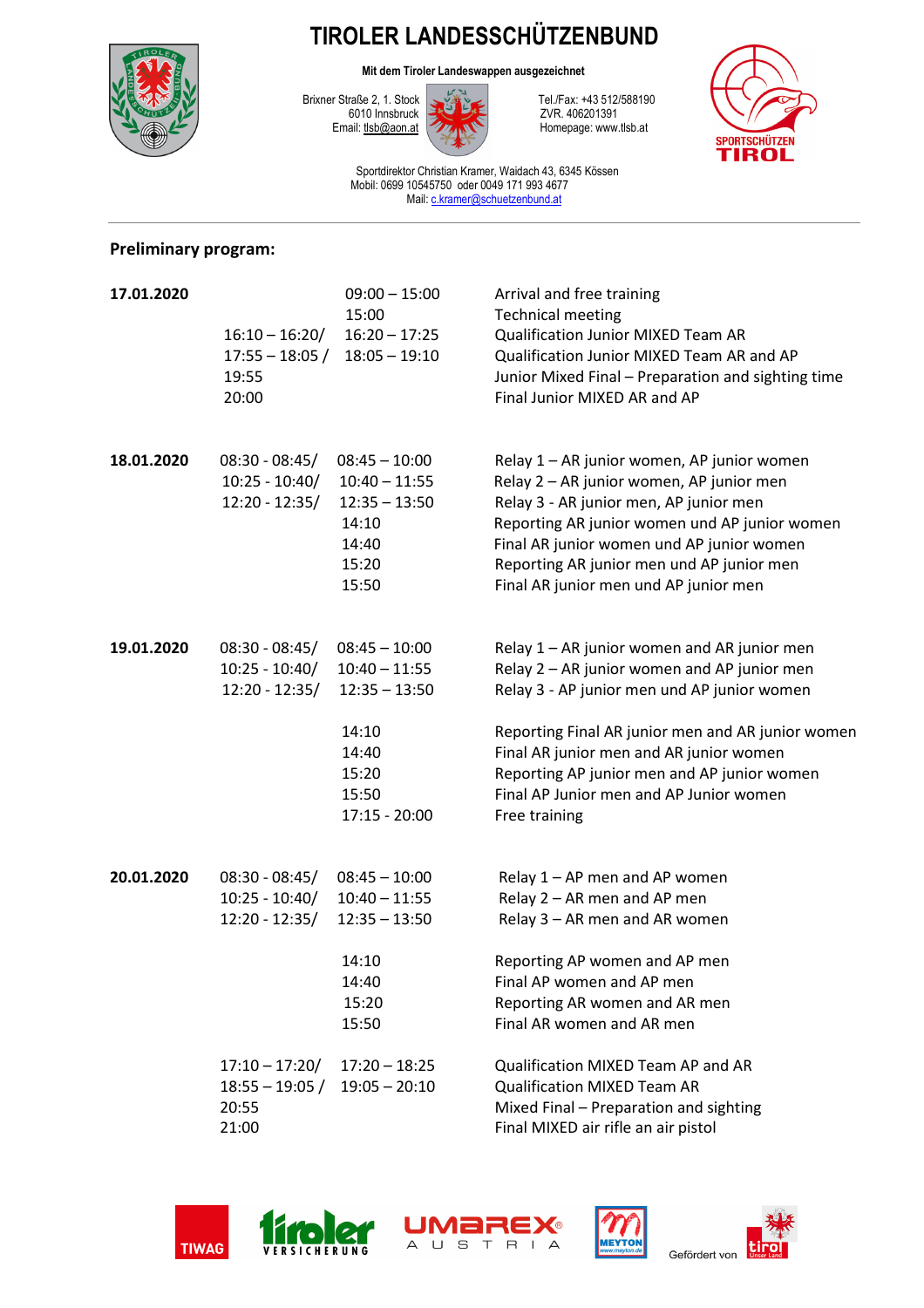# TIROLER LANDESSCHÜTZENBUND

**Mit dem Tiroler Landeswappen ausgezeichnet**

Brixner Straße 2, 1. Stock
6010 Innsbruck
Email: tlsb@aon.at

Tel./Fax: +43 512/588190
ZVR. 406201391
Homepage: www.tlsb.at

SPORTSCHÜTZEN TIROL

Sportdirektor Christian Kramer, Waidach 43, 6345 Kössen
Mobil: 0699 10545750 oder 0049 171 993 4677
Mail: c.kramer@schuetzenbund.at

---

**Preliminary program:**

| Date | | Time | Event |
|---|---|---|---|
| **17.01.2020** | | 09:00 – 15:00 | Arrival and free training |
| | | 15:00 | Technical meeting |
| | 16:10 – 16:20/ | 16:20 – 17:25 | Qualification Junior MIXED Team AR |
| | 17:55 – 18:05 / | 18:05 – 19:10 | Qualification Junior MIXED Team AR and AP |
| | 19:55 | | Junior Mixed Final – Preparation and sighting time |
| | 20:00 | | Final Junior MIXED AR and AP |
| **18.01.2020** | 08:30 - 08:45/ | 08:45 – 10:00 | Relay 1 – AR junior women, AP junior women |
| | 10:25 - 10:40/ | 10:40 – 11:55 | Relay 2 – AR junior women, AP junior men |
| | 12:20 - 12:35/ | 12:35 – 13:50 | Relay 3 - AR junior men, AP junior men |
| | | 14:10 | Reporting AR junior women und AP junior women |
| | | 14:40 | Final AR junior women und AP junior women |
| | | 15:20 | Reporting AR junior men und AP junior men |
| | | 15:50 | Final AR junior men und AP junior men |
| **19.01.2020** | 08:30 - 08:45/ | 08:45 – 10:00 | Relay 1 – AR junior women and AR junior men |
| | 10:25 - 10:40/ | 10:40 – 11:55 | Relay 2 – AR junior women and AP junior men |
| | 12:20 - 12:35/ | 12:35 – 13:50 | Relay 3 - AP junior men und AP junior women |
| | | 14:10 | Reporting Final AR junior men and AR junior women |
| | | 14:40 | Final AR junior men and AR junior women |
| | | 15:20 | Reporting AP junior men and AP junior women |
| | | 15:50 | Final AP Junior men and AP Junior women |
| | | 17:15 - 20:00 | Free training |
| **20.01.2020** | 08:30 - 08:45/ | 08:45 – 10:00 | Relay 1 – AP men and AP women |
| | 10:25 - 10:40/ | 10:40 – 11:55 | Relay 2 – AR men and AP men |
| | 12:20 - 12:35/ | 12:35 – 13:50 | Relay 3 – AR men and AR women |
| | | 14:10 | Reporting AP women and AP men |
| | | 14:40 | Final AP women and AP men |
| | | 15:20 | Reporting AR women and AR men |
| | | 15:50 | Final AR women and AR men |
| | 17:10 – 17:20/ | 17:20 – 18:25 | Qualification MIXED Team AP and AR |
| | 18:55 – 19:05 / | 19:05 – 20:10 | Qualification MIXED Team AR |
| | 20:55 | | Mixed Final – Preparation and sighting |
| | 21:00 | | Final MIXED air rifle an air pistol |

TIWAG · tiroler VERSICHERUNG · UMAREX AUSTRIA · MEYTON · Gefördert von tirol Unser Land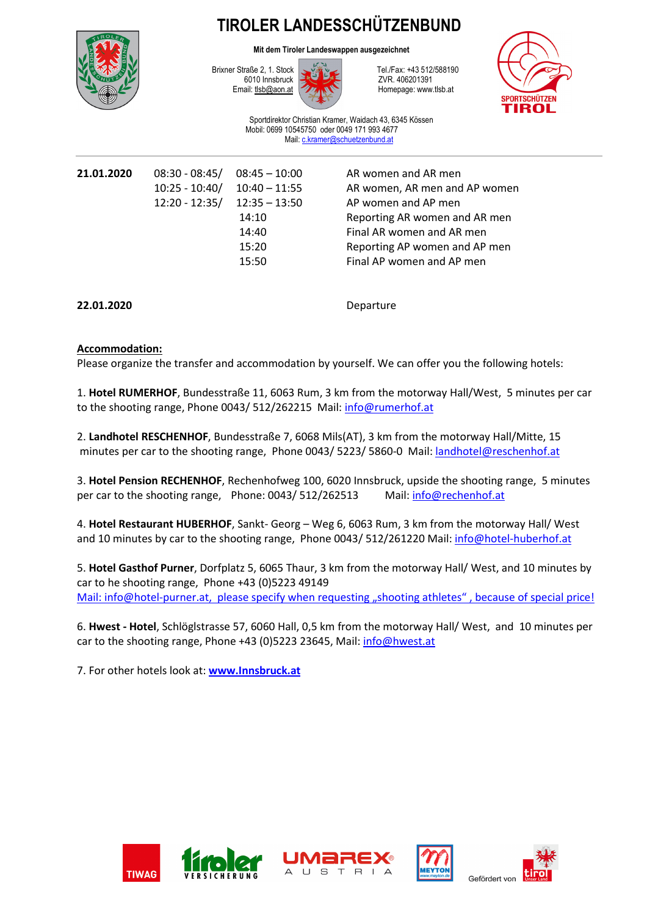# TIROLER LANDESSCHÜTZENBUND

**Mit dem Tiroler Landeswappen ausgezeichnet**

Brixner Straße 2, 1. Stock
6010 Innsbruck
Email: tlsb@aon.at

Tel./Fax: +43 512/588190
ZVR. 406201391
Homepage: www.tlsb.at

SPORTSCHÜTZEN TIROL

Sportdirektor Christian Kramer, Waidach 43, 6345 Kössen
Mobil: 0699 10545750 oder 0049 171 993 4677
Mail: c.kramer@schuetzenbund.at

| | | | |
|---|---|---|---|
| **21.01.2020** | 08:30 - 08:45/ | 08:45 – 10:00 | AR women and AR men |
| | 10:25 - 10:40/ | 10:40 – 11:55 | AR women, AR men and AP women |
| | 12:20 - 12:35/ | 12:35 – 13:50 | AP women and AP men |
| | | 14:10 | Reporting AR women and AR men |
| | | 14:40 | Final AR women and AR men |
| | | 15:20 | Reporting AP women and AP men |
| | | 15:50 | Final AP women and AP men |
| **22.01.2020** | | | Departure |

**Accommodation:**

Please organize the transfer and accommodation by yourself. We can offer you the following hotels:

1. **Hotel RUMERHOF**, Bundesstraße 11, 6063 Rum, 3 km from the motorway Hall/West, 5 minutes per car to the shooting range, Phone 0043/ 512/262215 Mail: info@rumerhof.at

2. **Landhotel RESCHENHOF**, Bundesstraße 7, 6068 Mils(AT), 3 km from the motorway Hall/Mitte, 15 minutes per car to the shooting range, Phone 0043/ 5223/ 5860-0 Mail: landhotel@reschenhof.at

3. **Hotel Pension RECHENHOF**, Rechenhofweg 100, 6020 Innsbruck, upside the shooting range, 5 minutes per car to the shooting range, Phone: 0043/ 512/262513 Mail: info@rechenhof.at

4. **Hotel Restaurant HUBERHOF**, Sankt- Georg – Weg 6, 6063 Rum, 3 km from the motorway Hall/ West and 10 minutes by car to the shooting range, Phone 0043/ 512/261220 Mail: info@hotel-huberhof.at

5. **Hotel Gasthof Purner**, Dorfplatz 5, 6065 Thaur, 3 km from the motorway Hall/ West, and 10 minutes by car to he shooting range, Phone +43 (0)5223 49149
Mail: info@hotel-purner.at, please specify when requesting „shooting athletes" , because of special price!

6. **Hwest - Hotel**, Schlöglstrasse 57, 6060 Hall, 0,5 km from the motorway Hall/ West, and 10 minutes per car to the shooting range, Phone +43 (0)5223 23645, Mail: info@hwest.at

7. For other hotels look at: **www.Innsbruck.at**

TIWAG tiroler VERSICHERUNG UMAREX AUSTRIA MEYTON Gefördert von tirol Unser Land